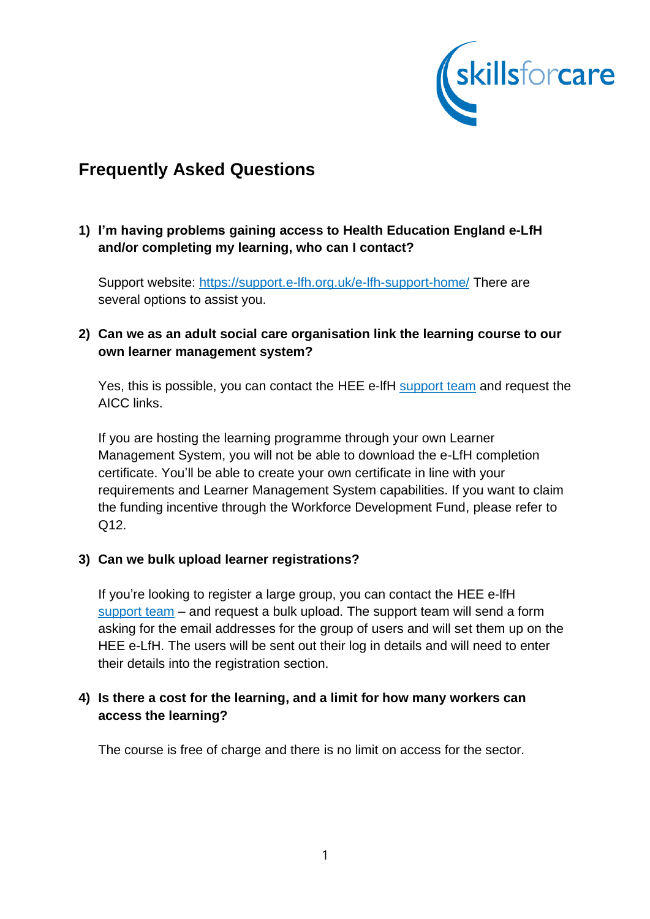skillsforcare

# Frequently Asked Questions

**1) I'm having problems gaining access to Health Education England e-LfH and/or completing my learning, who can I contact?**

Support website: [https://support.e-lfh.org.uk/e-lfh-support-home/](https://support.e-lfh.org.uk/e-lfh-support-home/) There are several options to assist you.

**2) Can we as an adult social care organisation link the learning course to our own learner management system?**

Yes, this is possible, you can contact the HEE e-lfH support team and request the AICC links.

If you are hosting the learning programme through your own Learner Management System, you will not be able to download the e-LfH completion certificate. You'll be able to create your own certificate in line with your requirements and Learner Management System capabilities. If you want to claim the funding incentive through the Workforce Development Fund, please refer to Q12.

**3) Can we bulk upload learner registrations?**

If you're looking to register a large group, you can contact the HEE e-lfH support team – and request a bulk upload. The support team will send a form asking for the email addresses for the group of users and will set them up on the HEE e-LfH. The users will be sent out their log in details and will need to enter their details into the registration section.

**4) Is there a cost for the learning, and a limit for how many workers can access the learning?**

The course is free of charge and there is no limit on access for the sector.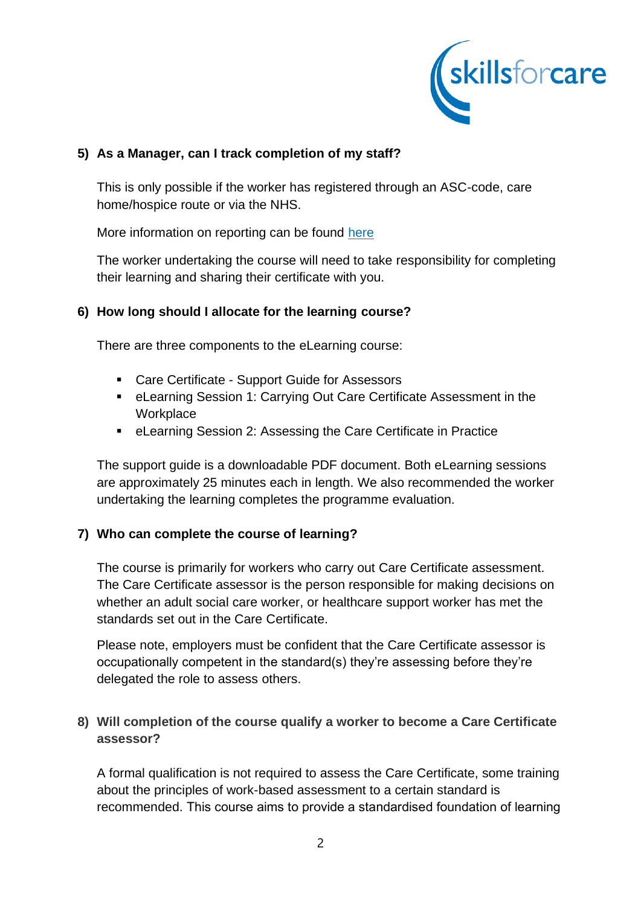### 5) As a Manager, can I track completion of my staff?

This is only possible if the worker has registered through an ASC-code, care home/hospice route or via the NHS.

More information on reporting can be found here

The worker undertaking the course will need to take responsibility for completing their learning and sharing their certificate with you.

### 6) How long should I allocate for the learning course?

There are three components to the eLearning course:

- Care Certificate - Support Guide for Assessors
- eLearning Session 1: Carrying Out Care Certificate Assessment in the Workplace
- eLearning Session 2: Assessing the Care Certificate in Practice

The support guide is a downloadable PDF document. Both eLearning sessions are approximately 25 minutes each in length. We also recommended the worker undertaking the learning completes the programme evaluation.

### 7) Who can complete the course of learning?

The course is primarily for workers who carry out Care Certificate assessment. The Care Certificate assessor is the person responsible for making decisions on whether an adult social care worker, or healthcare support worker has met the standards set out in the Care Certificate.

Please note, employers must be confident that the Care Certificate assessor is occupationally competent in the standard(s) they're assessing before they're delegated the role to assess others.

### 8) Will completion of the course qualify a worker to become a Care Certificate assessor?

A formal qualification is not required to assess the Care Certificate, some training about the principles of work-based assessment to a certain standard is recommended. This course aims to provide a standardised foundation of learning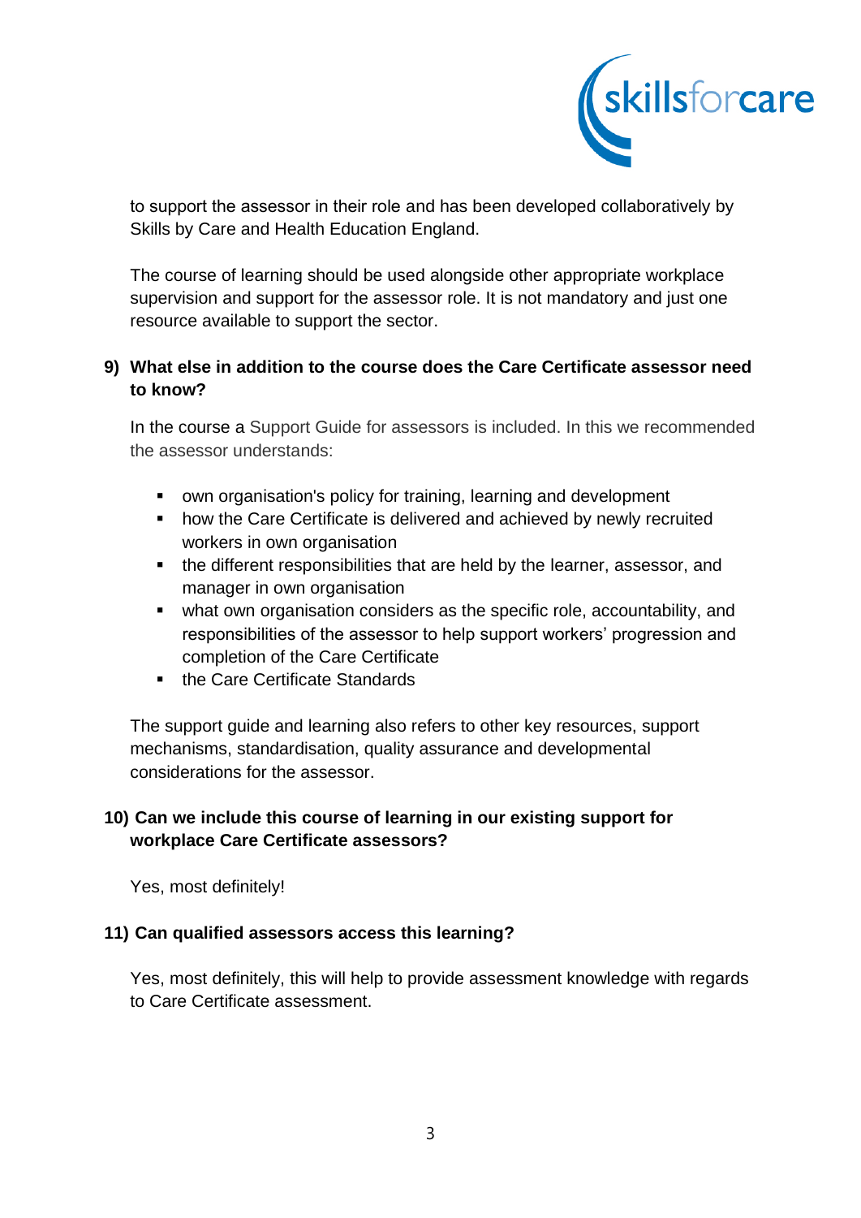to support the assessor in their role and has been developed collaboratively by Skills by Care and Health Education England.

The course of learning should be used alongside other appropriate workplace supervision and support for the assessor role. It is not mandatory and just one resource available to support the sector.

**9) What else in addition to the course does the Care Certificate assessor need to know?**

In the course a Support Guide for assessors is included. In this we recommended the assessor understands:

- own organisation's policy for training, learning and development
- how the Care Certificate is delivered and achieved by newly recruited workers in own organisation
- the different responsibilities that are held by the learner, assessor, and manager in own organisation
- what own organisation considers as the specific role, accountability, and responsibilities of the assessor to help support workers' progression and completion of the Care Certificate
- the Care Certificate Standards

The support guide and learning also refers to other key resources, support mechanisms, standardisation, quality assurance and developmental considerations for the assessor.

**10) Can we include this course of learning in our existing support for workplace Care Certificate assessors?**

Yes, most definitely!

**11) Can qualified assessors access this learning?**

Yes, most definitely, this will help to provide assessment knowledge with regards to Care Certificate assessment.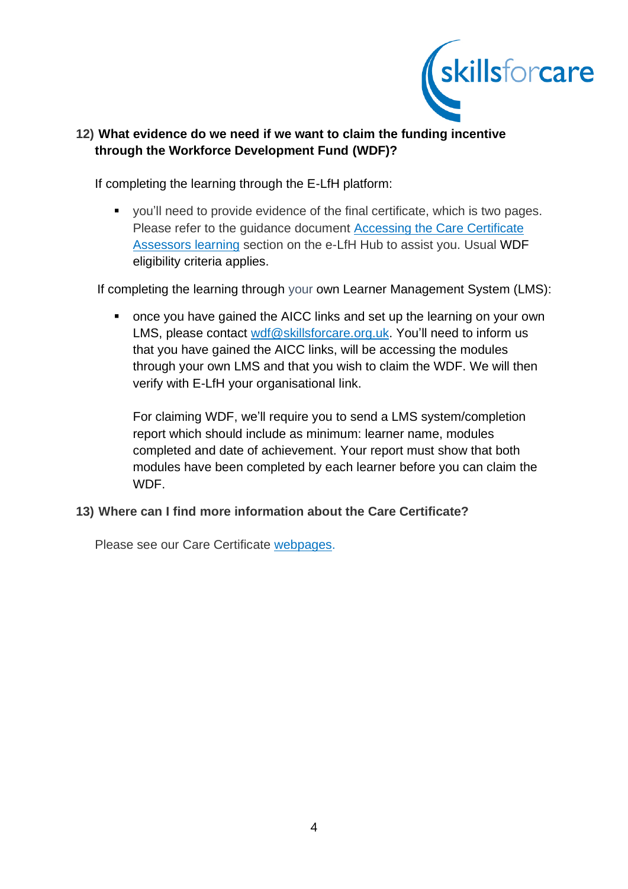### 12) What evidence do we need if we want to claim the funding incentive through the Workforce Development Fund (WDF)?

If completing the learning through the E-LfH platform:

- you'll need to provide evidence of the final certificate, which is two pages. Please refer to the guidance document Accessing the Care Certificate Assessors learning section on the e-LfH Hub to assist you. Usual WDF eligibility criteria applies.

If completing the learning through your own Learner Management System (LMS):

- once you have gained the AICC links and set up the learning on your own LMS, please contact wdf@skillsforcare.org.uk. You'll need to inform us that you have gained the AICC links, will be accessing the modules through your own LMS and that you wish to claim the WDF. We will then verify with E-LfH your organisational link.

  For claiming WDF, we'll require you to send a LMS system/completion report which should include as minimum: learner name, modules completed and date of achievement. Your report must show that both modules have been completed by each learner before you can claim the WDF.

### 13) Where can I find more information about the Care Certificate?

Please see our Care Certificate webpages.